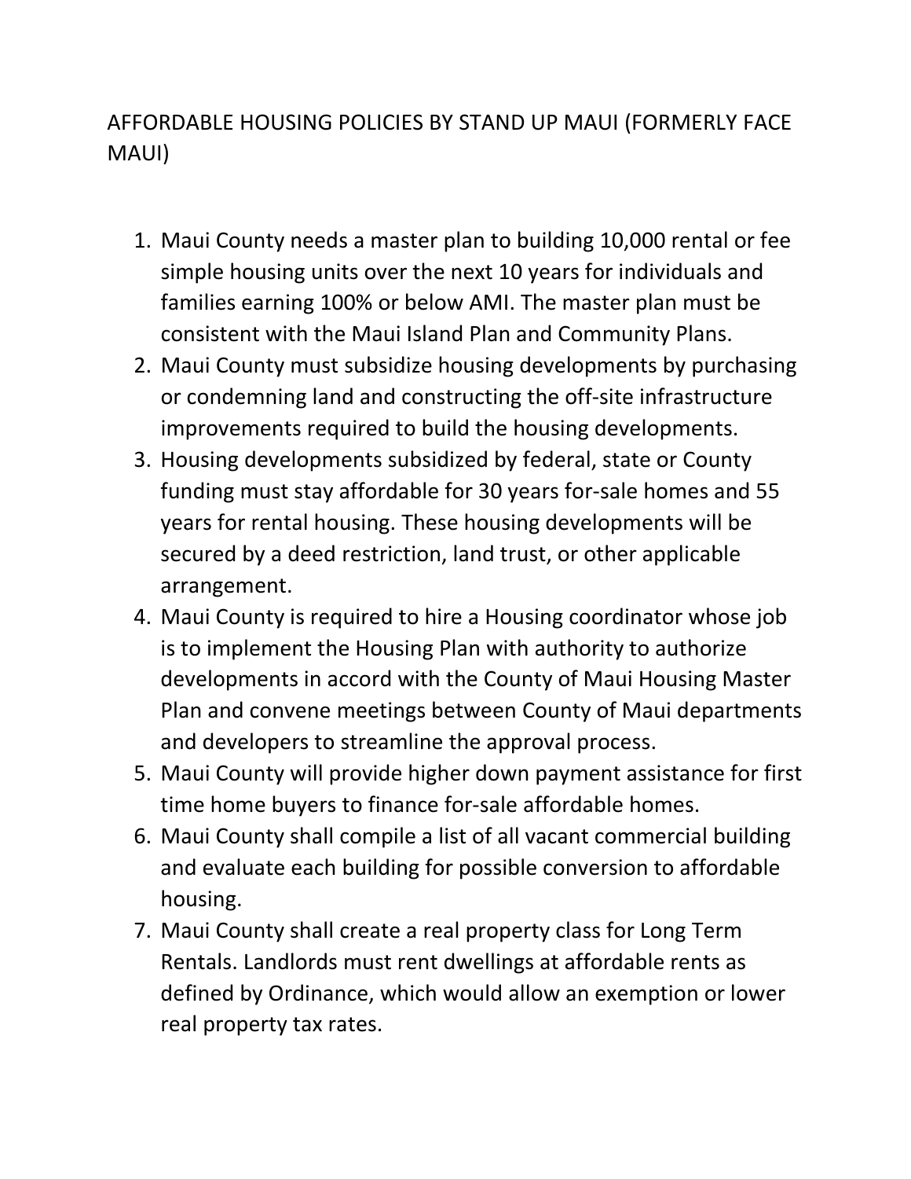# AFFORDABLE HOUSING POLICIES BY STAND UP MAUI (FORMERLY FACE MAUI)

1. Maui County needs a master plan to building 10,000 rental or fee simple housing units over the next 10 years for individuals and families earning 100% or below AMI. The master plan must be consistent with the Maui Island Plan and Community Plans.
2. Maui County must subsidize housing developments by purchasing or condemning land and constructing the off-site infrastructure improvements required to build the housing developments.
3. Housing developments subsidized by federal, state or County funding must stay affordable for 30 years for-sale homes and 55 years for rental housing. These housing developments will be secured by a deed restriction, land trust, or other applicable arrangement.
4. Maui County is required to hire a Housing coordinator whose job is to implement the Housing Plan with authority to authorize developments in accord with the County of Maui Housing Master Plan and convene meetings between County of Maui departments and developers to streamline the approval process.
5. Maui County will provide higher down payment assistance for first time home buyers to finance for-sale affordable homes.
6. Maui County shall compile a list of all vacant commercial building and evaluate each building for possible conversion to affordable housing.
7. Maui County shall create a real property class for Long Term Rentals. Landlords must rent dwellings at affordable rents as defined by Ordinance, which would allow an exemption or lower real property tax rates.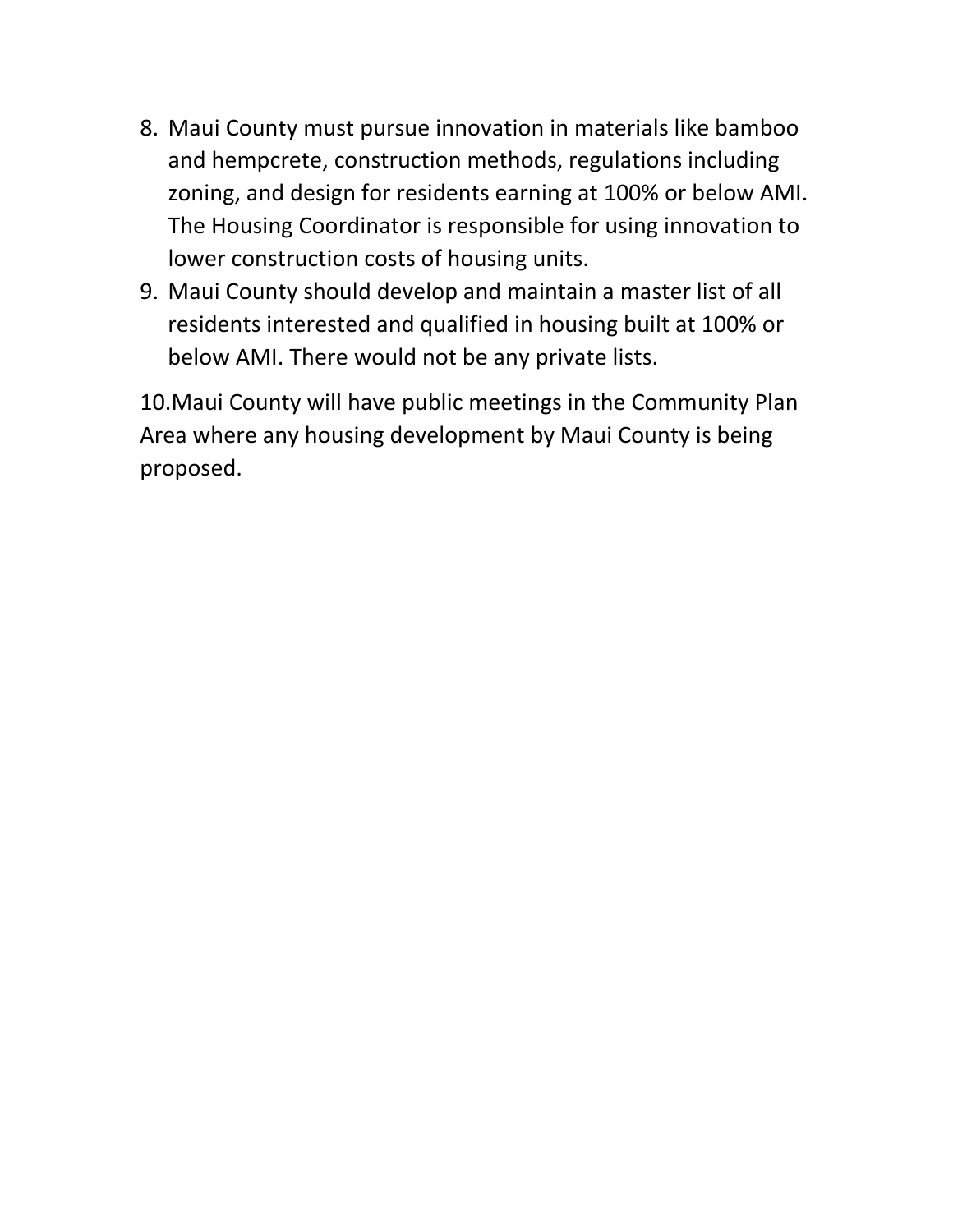8. Maui County must pursue innovation in materials like bamboo and hempcrete, construction methods, regulations including zoning, and design for residents earning at 100% or below AMI. The Housing Coordinator is responsible for using innovation to lower construction costs of housing units.
9. Maui County should develop and maintain a master list of all residents interested and qualified in housing built at 100% or below AMI. There would not be any private lists.

10. Maui County will have public meetings in the Community Plan Area where any housing development by Maui County is being proposed.